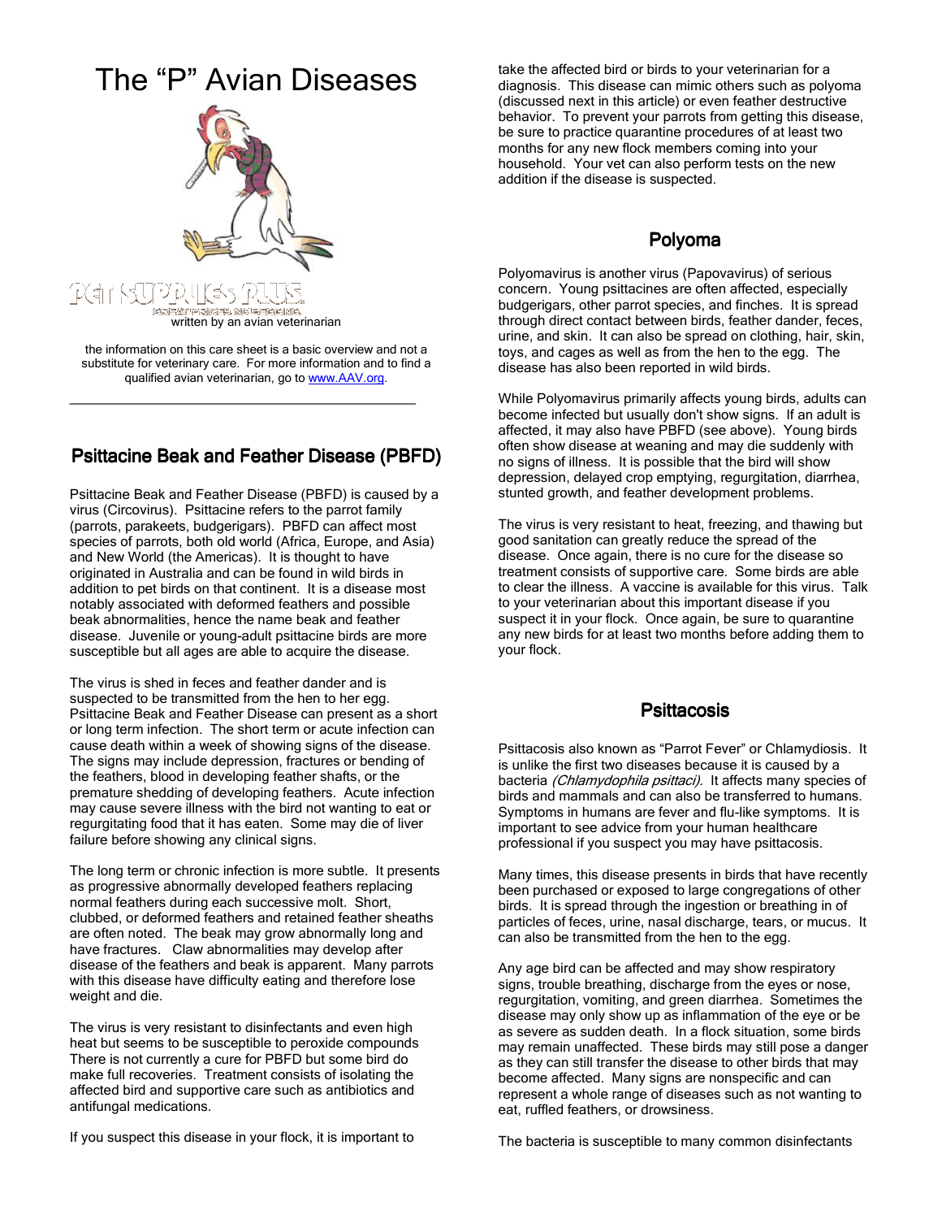# The "P" Avian Diseases

PET SUPPLIES PLUS

GREAT PRICES. NO KIDDING.

written by an avian veterinarian

the information on this care sheet is a basic overview and not a substitute for veterinary care. For more information and to find a qualified avian veterinarian, go to [www.AAV.org](http://www.AAV.org).

## Psittacine Beak and Feather Disease (PBFD)

Psittacine Beak and Feather Disease (PBFD) is caused by a virus (Circovirus). Psittacine refers to the parrot family (parrots, parakeets, budgerigars). PBFD can affect most species of parrots, both old world (Africa, Europe, and Asia) and New World (the Americas). It is thought to have originated in Australia and can be found in wild birds in addition to pet birds on that continent. It is a disease most notably associated with deformed feathers and possible beak abnormalities, hence the name beak and feather disease. Juvenile or young-adult psittacine birds are more susceptible but all ages are able to acquire the disease.

The virus is shed in feces and feather dander and is suspected to be transmitted from the hen to her egg. Psittacine Beak and Feather Disease can present as a short or long term infection. The short term or acute infection can cause death within a week of showing signs of the disease. The signs may include depression, fractures or bending of the feathers, blood in developing feather shafts, or the premature shedding of developing feathers. Acute infection may cause severe illness with the bird not wanting to eat or regurgitating food that it has eaten. Some may die of liver failure before showing any clinical signs.

The long term or chronic infection is more subtle. It presents as progressive abnormally developed feathers replacing normal feathers during each successive molt. Short, clubbed, or deformed feathers and retained feather sheaths are often noted. The beak may grow abnormally long and have fractures. Claw abnormalities may develop after disease of the feathers and beak is apparent. Many parrots with this disease have difficulty eating and therefore lose weight and die.

The virus is very resistant to disinfectants and even high heat but seems to be susceptible to peroxide compounds There is not currently a cure for PBFD but some bird do make full recoveries. Treatment consists of isolating the affected bird and supportive care such as antibiotics and antifungal medications.

If you suspect this disease in your flock, it is important to take the affected bird or birds to your veterinarian for a diagnosis. This disease can mimic others such as polyoma (discussed next in this article) or even feather destructive behavior. To prevent your parrots from getting this disease, be sure to practice quarantine procedures of at least two months for any new flock members coming into your household. Your vet can also perform tests on the new addition if the disease is suspected.

## Polyoma

Polyomavirus is another virus (Papovavirus) of serious concern. Young psittacines are often affected, especially budgerigars, other parrot species, and finches. It is spread through direct contact between birds, feather dander, feces, urine, and skin. It can also be spread on clothing, hair, skin, toys, and cages as well as from the hen to the egg. The disease has also been reported in wild birds.

While Polyomavirus primarily affects young birds, adults can become infected but usually don't show signs. If an adult is affected, it may also have PBFD (see above). Young birds often show disease at weaning and may die suddenly with no signs of illness. It is possible that the bird will show depression, delayed crop emptying, regurgitation, diarrhea, stunted growth, and feather development problems.

The virus is very resistant to heat, freezing, and thawing but good sanitation can greatly reduce the spread of the disease. Once again, there is no cure for the disease so treatment consists of supportive care. Some birds are able to clear the illness. A vaccine is available for this virus. Talk to your veterinarian about this important disease if you suspect it in your flock. Once again, be sure to quarantine any new birds for at least two months before adding them to your flock.

## Psittacosis

Psittacosis also known as "Parrot Fever" or Chlamydiosis. It is unlike the first two diseases because it is caused by a bacteria *(Chlamydophila psittaci)*. It affects many species of birds and mammals and can also be transferred to humans. Symptoms in humans are fever and flu-like symptoms. It is important to see advice from your human healthcare professional if you suspect you may have psittacosis.

Many times, this disease presents in birds that have recently been purchased or exposed to large congregations of other birds. It is spread through the ingestion or breathing in of particles of feces, urine, nasal discharge, tears, or mucus. It can also be transmitted from the hen to the egg.

Any age bird can be affected and may show respiratory signs, trouble breathing, discharge from the eyes or nose, regurgitation, vomiting, and green diarrhea. Sometimes the disease may only show up as inflammation of the eye or be as severe as sudden death. In a flock situation, some birds may remain unaffected. These birds may still pose a danger as they can still transfer the disease to other birds that may become affected. Many signs are nonspecific and can represent a whole range of diseases such as not wanting to eat, ruffled feathers, or drowsiness.

The bacteria is susceptible to many common disinfectants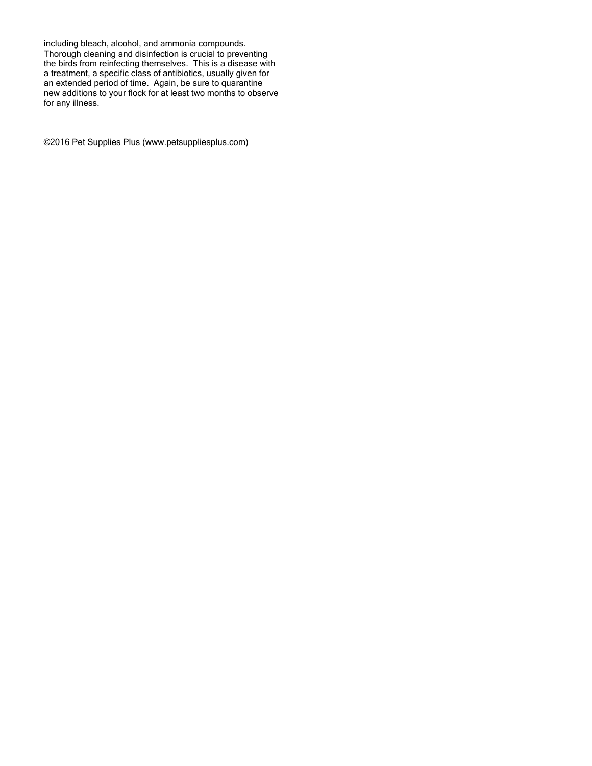including bleach, alcohol, and ammonia compounds. Thorough cleaning and disinfection is crucial to preventing the birds from reinfecting themselves. This is a disease with a treatment, a specific class of antibiotics, usually given for an extended period of time. Again, be sure to quarantine new additions to your flock for at least two months to observe for any illness.

©2016 Pet Supplies Plus (www.petsuppliesplus.com)